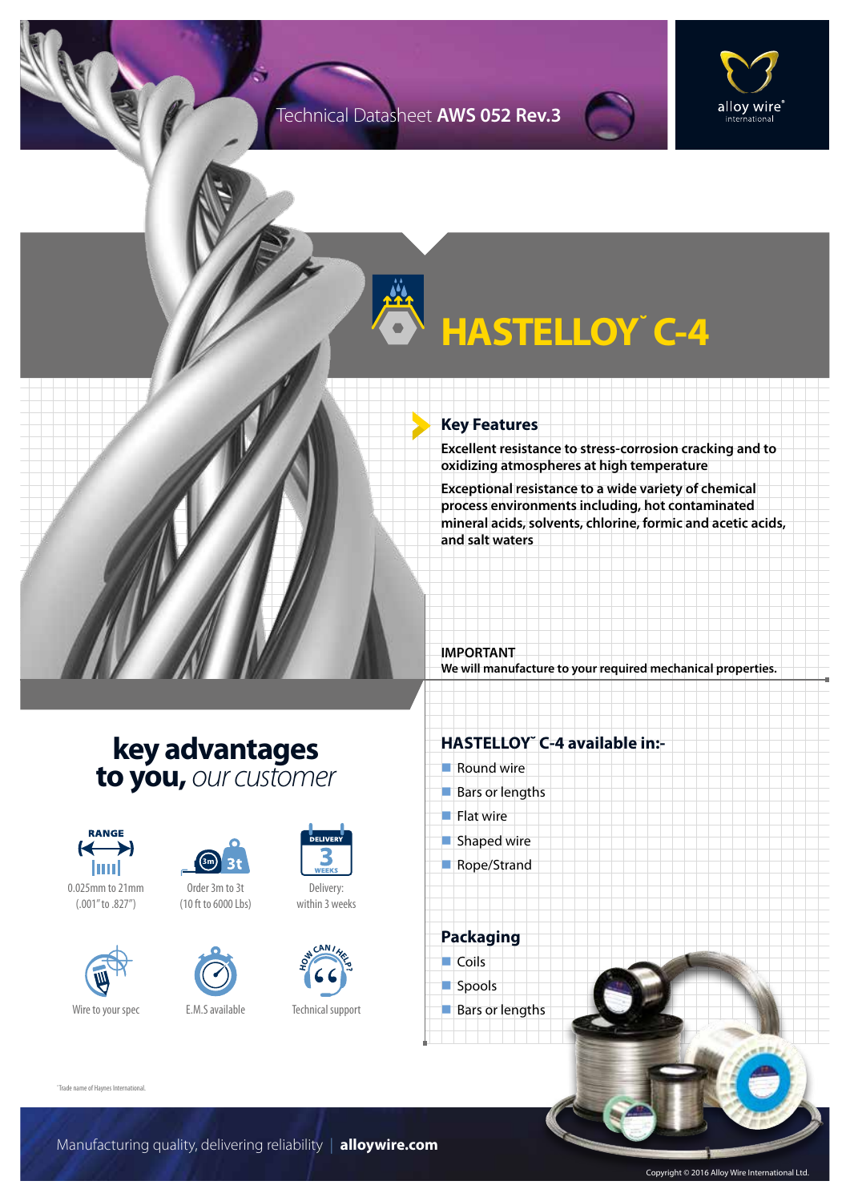Technical Datasheet **AWS 052 Rev.3**

alloy wire® international

# HASTELLOY˜ C-4

## Key Features

**Excellent resistance to stress-corrosion cracking and to oxidizing atmospheres at high temperature**

**Exceptional resistance to a wide variety of chemical process environments including, hot contaminated mineral acids, solvents, chlorine, formic and acetic acids, and salt waters**

**IMPORTANT**
**We will manufacture to your required mechanical properties.**

## key advantages to you, *our customer*

- RANGE: 0.025mm to 21mm (.001" to .827")
- Order 3m to 3t (10 ft to 6000 Lbs)
- Delivery: within 3 weeks
- Wire to your spec
- E.M.S available
- Technical support

## HASTELLOY˜ C-4 available in:-

- Round wire
- Bars or lengths
- Flat wire
- Shaped wire
- Rope/Strand

## Packaging

- Coils
- Spools
- Bars or lengths

˜Trade name of Haynes International.

Manufacturing quality, delivering reliability | **alloywire.com**

Copyright © 2016 Alloy Wire International Ltd.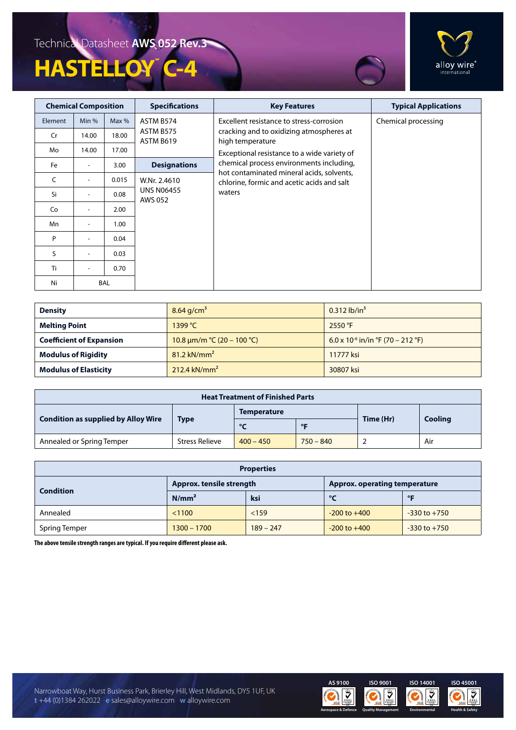Technical Datasheet **AWS 052 Rev.3**

# HASTELLOY® C-4

| Chemical Composition | | | Specifications | Key Features | Typical Applications |
|---|---|---|---|---|---|
| Element | Min % | Max % | ASTM B574<br>ASTM B575<br>ASTM B619 | Excellent resistance to stress-corrosion cracking and to oxidizing atmospheres at high temperature<br><br>Exceptional resistance to a wide variety of chemical process environments including, hot contaminated mineral acids, solvents, chlorine, formic and acetic acids and salt waters | Chemical processing |
| Cr | 14.00 | 18.00 | | | |
| Mo | 14.00 | 17.00 | | | |
| Fe | - | 3.00 | **Designations** | | |
| C | - | 0.015 | W.Nr. 2.4610<br>UNS N06455<br>AWS 052 | | |
| Si | - | 0.08 | | | |
| Co | - | 2.00 | | | |
| Mn | - | 1.00 | | | |
| P | - | 0.04 | | | |
| S | - | 0.03 | | | |
| Ti | - | 0.70 | | | |
| Ni | BAL | | | | |

| | | |
|---|---|---|
| **Density** | 8.64 g/cm³ | 0.312 lb/in³ |
| **Melting Point** | 1399 °C | 2550 °F |
| **Coefficient of Expansion** | 10.8 µm/m °C (20 – 100 °C) | 6.0 x $10^{-6}$ in/in °F (70 – 212 °F) |
| **Modulus of Rigidity** | 81.2 kN/mm² | 11777 ksi |
| **Modulus of Elasticity** | 212.4 kN/mm² | 30807 ksi |

**Heat Treatment of Finished Parts**

| Condition as supplied by Alloy Wire | Type | Temperature | | Time (Hr) | Cooling |
|---|---|---|---|---|---|
| | | °C | °F | | |
| Annealed or Spring Temper | Stress Relieve | 400 – 450 | 750 – 840 | 2 | Air |

**Properties**

| Condition | Approx. tensile strength | | Approx. operating temperature | |
|---|---|---|---|---|
| | N/mm² | ksi | °C | °F |
| Annealed | <1100 | <159 | -200 to +400 | -330 to +750 |
| Spring Temper | 1300 – 1700 | 189 – 247 | -200 to +400 | -330 to +750 |

**The above tensile strength ranges are typical. If you require different please ask.**

Narrowboat Way, Hurst Business Park, Brierley Hill, West Midlands, DY5 1UF, UK
t +44 (0)1384 262022 e sales@alloywire.com w alloywire.com

AS 9100 Aerospace & Defence | ISO 9001 Quality Management | ISO 14001 Environmental | ISO 45001 Health & Safety